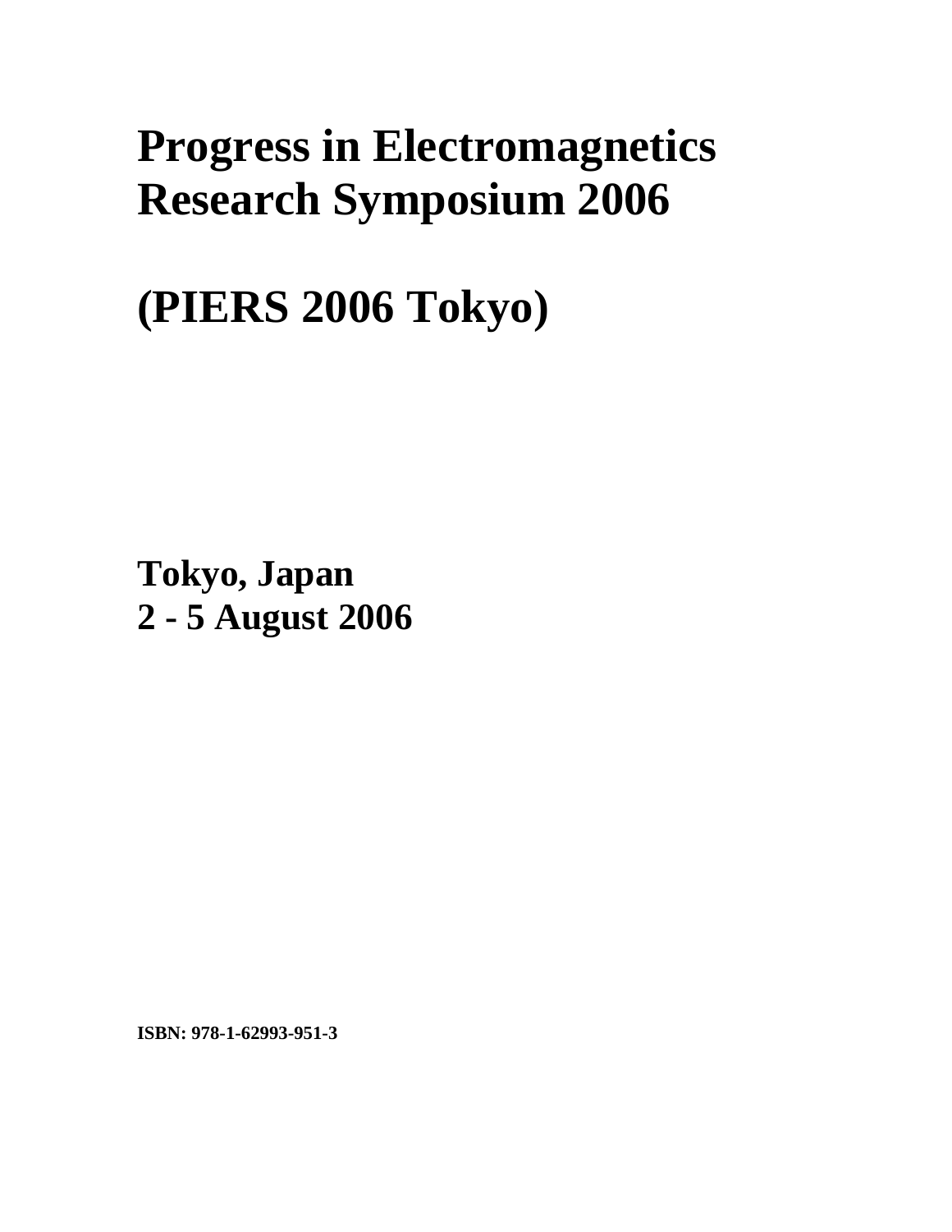# Progress in Electromagnetics Research Symposium 2006

# (PIERS 2006 Tokyo)

**Tokyo, Japan**
**2 - 5 August 2006**

**ISBN: 978-1-62993-951-3**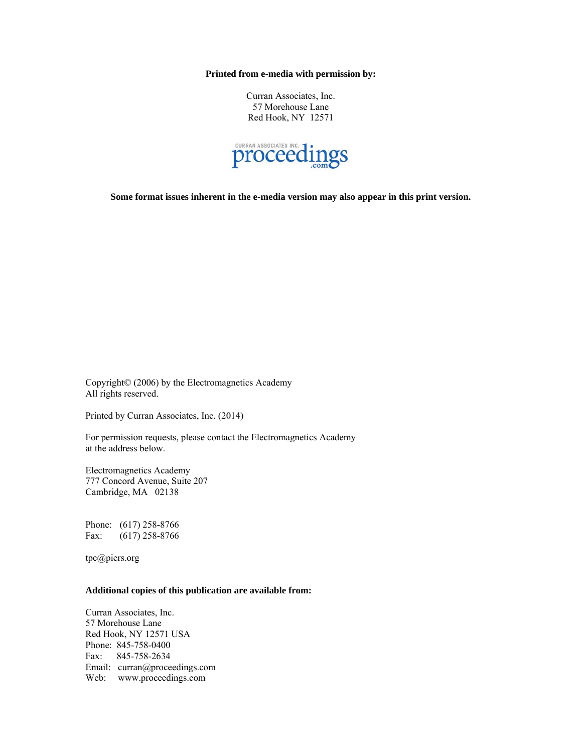**Printed from e-media with permission by:**

Curran Associates, Inc.
57 Morehouse Lane
Red Hook, NY 12571

CURRAN ASSOCIATES INC. proceedings.com

**Some format issues inherent in the e-media version may also appear in this print version.**

Copyright© (2006) by the Electromagnetics Academy
All rights reserved.

Printed by Curran Associates, Inc. (2014)

For permission requests, please contact the Electromagnetics Academy
at the address below.

Electromagnetics Academy
777 Concord Avenue, Suite 207
Cambridge, MA 02138

Phone: (617) 258-8766
Fax: (617) 258-8766

tpc@piers.org

**Additional copies of this publication are available from:**

Curran Associates, Inc.
57 Morehouse Lane
Red Hook, NY 12571 USA
Phone: 845-758-0400
Fax: 845-758-2634
Email: curran@proceedings.com
Web: www.proceedings.com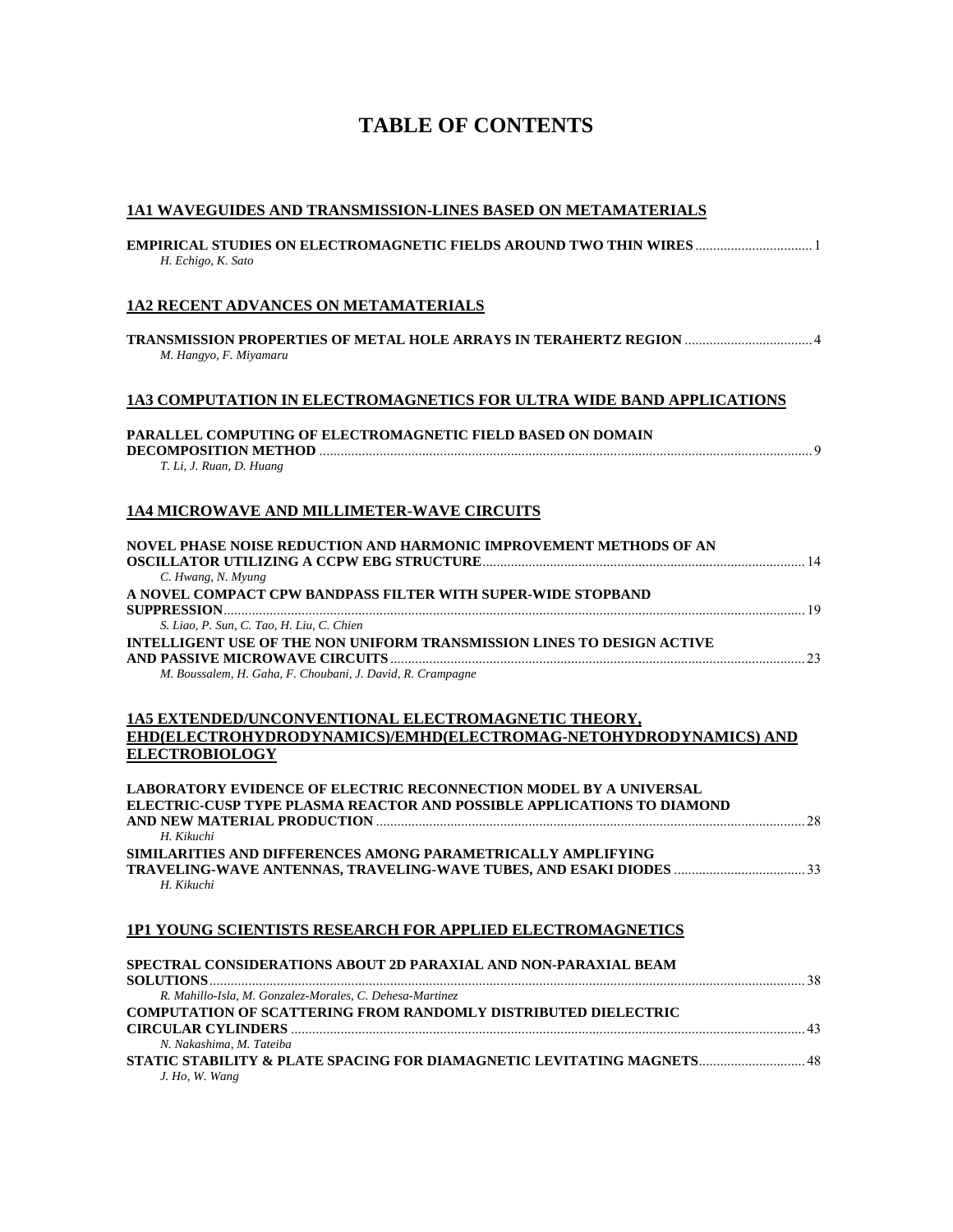# TABLE OF CONTENTS

## 1A1 WAVEGUIDES AND TRANSMISSION-LINES BASED ON METAMATERIALS

**EMPIRICAL STUDIES ON ELECTROMAGNETIC FIELDS AROUND TWO THIN WIRES** ................................ 1
*H. Echigo, K. Sato*

## 1A2 RECENT ADVANCES ON METAMATERIALS

**TRANSMISSION PROPERTIES OF METAL HOLE ARRAYS IN TERAHERTZ REGION** ................................... 4
*M. Hangyo, F. Miyamaru*

## 1A3 COMPUTATION IN ELECTROMAGNETICS FOR ULTRA WIDE BAND APPLICATIONS

**PARALLEL COMPUTING OF ELECTROMAGNETIC FIELD BASED ON DOMAIN DECOMPOSITION METHOD** ........................................................................................................................................ 9
*T. Li, J. Ruan, D. Huang*

## 1A4 MICROWAVE AND MILLIMETER-WAVE CIRCUITS

**NOVEL PHASE NOISE REDUCTION AND HARMONIC IMPROVEMENT METHODS OF AN OSCILLATOR UTILIZING A CCPW EBG STRUCTURE**......................................................................................... 14
*C. Hwang, N. Myung*

**A NOVEL COMPACT CPW BANDPASS FILTER WITH SUPER-WIDE STOPBAND SUPPRESSION**.................................................................................................................................................. 19
*S. Liao, P. Sun, C. Tao, H. Liu, C. Chien*

**INTELLIGENT USE OF THE NON UNIFORM TRANSMISSION LINES TO DESIGN ACTIVE AND PASSIVE MICROWAVE CIRCUITS**.................................................................................................................... 23
*M. Boussalem, H. Gaha, F. Choubani, J. David, R. Crampagne*

## 1A5 EXTENDED/UNCONVENTIONAL ELECTROMAGNETIC THEORY, EHD(ELECTROHYDRODYNAMICS)/EMHD(ELECTROMAG-NETOHYDRODYNAMICS) AND ELECTROBIOLOGY

**LABORATORY EVIDENCE OF ELECTRIC RECONNECTION MODEL BY A UNIVERSAL ELECTRIC-CUSP TYPE PLASMA REACTOR AND POSSIBLE APPLICATIONS TO DIAMOND AND NEW MATERIAL PRODUCTION** ....................................................................................................................... 28
*H. Kikuchi*

**SIMILARITIES AND DIFFERENCES AMONG PARAMETRICALLY AMPLIFYING TRAVELING-WAVE ANTENNAS, TRAVELING-WAVE TUBES, AND ESAKI DIODES** .................................... 33
*H. Kikuchi*

## 1P1 YOUNG SCIENTISTS RESEARCH FOR APPLIED ELECTROMAGNETICS

**SPECTRAL CONSIDERATIONS ABOUT 2D PARAXIAL AND NON-PARAXIAL BEAM SOLUTIONS**...................................................................................................................................................... 38
*R. Mahillo-Isla, M. Gonzalez-Morales, C. Dehesa-Martinez*

**COMPUTATION OF SCATTERING FROM RANDOMLY DISTRIBUTED DIELECTRIC CIRCULAR CYLINDERS** .............................................................................................................................. 43
*N. Nakashima, M. Tateiba*

**STATIC STABILITY & PLATE SPACING FOR DIAMAGNETIC LEVITATING MAGNETS**............................. 48
*J. Ho, W. Wang*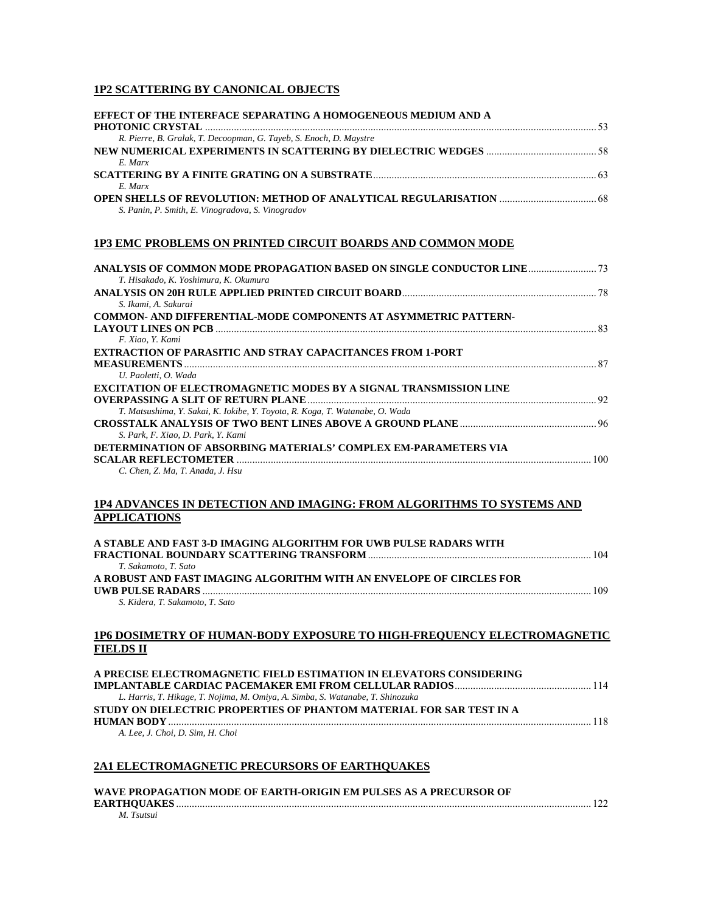## 1P2 SCATTERING BY CANONICAL OBJECTS

**EFFECT OF THE INTERFACE SEPARATING A HOMOGENEOUS MEDIUM AND A PHOTONIC CRYSTAL** ........ 53
*R. Pierre, B. Gralak, T. Decoopman, G. Tayeb, S. Enoch, D. Maystre*

**NEW NUMERICAL EXPERIMENTS IN SCATTERING BY DIELECTRIC WEDGES** ........ 58
*E. Marx*

**SCATTERING BY A FINITE GRATING ON A SUBSTRATE** ........ 63
*E. Marx*

**OPEN SHELLS OF REVOLUTION: METHOD OF ANALYTICAL REGULARISATION** ........ 68
*S. Panin, P. Smith, E. Vinogradova, S. Vinogradov*

## 1P3 EMC PROBLEMS ON PRINTED CIRCUIT BOARDS AND COMMON MODE

**ANALYSIS OF COMMON MODE PROPAGATION BASED ON SINGLE CONDUCTOR LINE** ........ 73
*T. Hisakado, K. Yoshimura, K. Okumura*

**ANALYSIS ON 20H RULE APPLIED PRINTED CIRCUIT BOARD** ........ 78
*S. Ikami, A. Sakurai*

**COMMON- AND DIFFERENTIAL-MODE COMPONENTS AT ASYMMETRIC PATTERN-LAYOUT LINES ON PCB** ........ 83
*F. Xiao, Y. Kami*

**EXTRACTION OF PARASITIC AND STRAY CAPACITANCES FROM 1-PORT MEASUREMENTS** ........ 87
*U. Paoletti, O. Wada*

**EXCITATION OF ELECTROMAGNETIC MODES BY A SIGNAL TRANSMISSION LINE OVERPASSING A SLIT OF RETURN PLANE** ........ 92
*T. Matsushima, Y. Sakai, K. Iokibe, Y. Toyota, R. Koga, T. Watanabe, O. Wada*

**CROSSTALK ANALYSIS OF TWO BENT LINES ABOVE A GROUND PLANE** ........ 96
*S. Park, F. Xiao, D. Park, Y. Kami*

**DETERMINATION OF ABSORBING MATERIALS' COMPLEX EM-PARAMETERS VIA SCALAR REFLECTOMETER** ........ 100
*C. Chen, Z. Ma, T. Anada, J. Hsu*

## 1P4 ADVANCES IN DETECTION AND IMAGING: FROM ALGORITHMS TO SYSTEMS AND APPLICATIONS

**A STABLE AND FAST 3-D IMAGING ALGORITHM FOR UWB PULSE RADARS WITH FRACTIONAL BOUNDARY SCATTERING TRANSFORM** ........ 104
*T. Sakamoto, T. Sato*

**A ROBUST AND FAST IMAGING ALGORITHM WITH AN ENVELOPE OF CIRCLES FOR UWB PULSE RADARS** ........ 109
*S. Kidera, T. Sakamoto, T. Sato*

## 1P6 DOSIMETRY OF HUMAN-BODY EXPOSURE TO HIGH-FREQUENCY ELECTROMAGNETIC FIELDS II

**A PRECISE ELECTROMAGNETIC FIELD ESTIMATION IN ELEVATORS CONSIDERING IMPLANTABLE CARDIAC PACEMAKER EMI FROM CELLULAR RADIOS** ........ 114
*L. Harris, T. Hikage, T. Nojima, M. Omiya, A. Simba, S. Watanabe, T. Shinozuka*

**STUDY ON DIELECTRIC PROPERTIES OF PHANTOM MATERIAL FOR SAR TEST IN A HUMAN BODY** ........ 118
*A. Lee, J. Choi, D. Sim, H. Choi*

## 2A1 ELECTROMAGNETIC PRECURSORS OF EARTHQUAKES

**WAVE PROPAGATION MODE OF EARTH-ORIGIN EM PULSES AS A PRECURSOR OF EARTHQUAKES** ........ 122
*M. Tsutsui*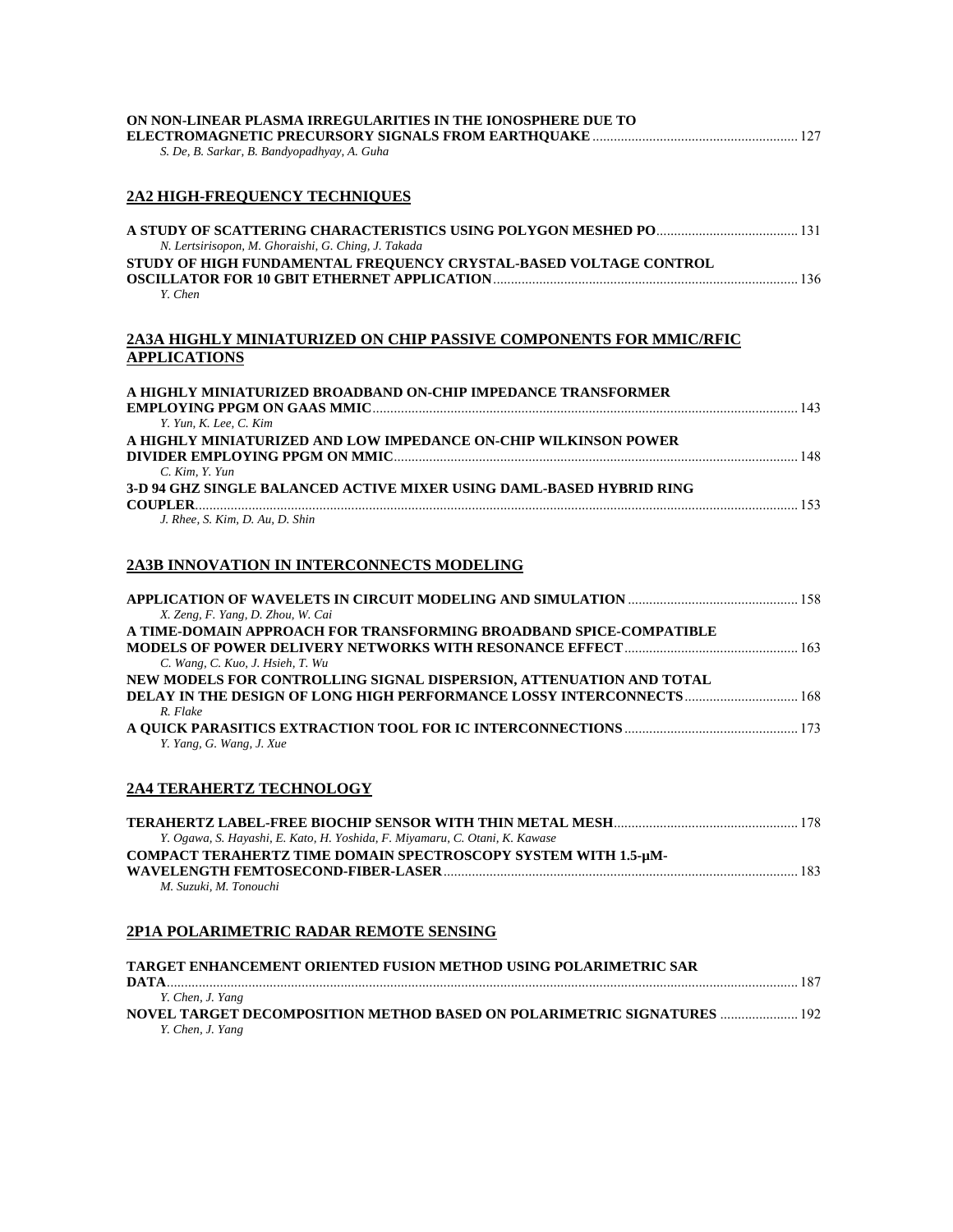**ON NON-LINEAR PLASMA IRREGULARITIES IN THE IONOSPHERE DUE TO ELECTROMAGNETIC PRECURSORY SIGNALS FROM EARTHQUAKE** ........ 127
*S. De, B. Sarkar, B. Bandyopadhyay, A. Guha*

## 2A2 HIGH-FREQUENCY TECHNIQUES

**A STUDY OF SCATTERING CHARACTERISTICS USING POLYGON MESHED PO** ........ 131
*N. Lertsirisopon, M. Ghoraishi, G. Ching, J. Takada*

**STUDY OF HIGH FUNDAMENTAL FREQUENCY CRYSTAL-BASED VOLTAGE CONTROL OSCILLATOR FOR 10 GBIT ETHERNET APPLICATION** ........ 136
*Y. Chen*

## 2A3A HIGHLY MINIATURIZED ON CHIP PASSIVE COMPONENTS FOR MMIC/RFIC APPLICATIONS

**A HIGHLY MINIATURIZED BROADBAND ON-CHIP IMPEDANCE TRANSFORMER EMPLOYING PPGM ON GAAS MMIC** ........ 143
*Y. Yun, K. Lee, C. Kim*

**A HIGHLY MINIATURIZED AND LOW IMPEDANCE ON-CHIP WILKINSON POWER DIVIDER EMPLOYING PPGM ON MMIC** ........ 148
*C. Kim, Y. Yun*

**3-D 94 GHZ SINGLE BALANCED ACTIVE MIXER USING DAML-BASED HYBRID RING COUPLER** ........ 153
*J. Rhee, S. Kim, D. Au, D. Shin*

## 2A3B INNOVATION IN INTERCONNECTS MODELING

**APPLICATION OF WAVELETS IN CIRCUIT MODELING AND SIMULATION** ........ 158
*X. Zeng, F. Yang, D. Zhou, W. Cai*

**A TIME-DOMAIN APPROACH FOR TRANSFORMING BROADBAND SPICE-COMPATIBLE MODELS OF POWER DELIVERY NETWORKS WITH RESONANCE EFFECT** ........ 163
*C. Wang, C. Kuo, J. Hsieh, T. Wu*

**NEW MODELS FOR CONTROLLING SIGNAL DISPERSION, ATTENUATION AND TOTAL DELAY IN THE DESIGN OF LONG HIGH PERFORMANCE LOSSY INTERCONNECTS** ........ 168
*R. Flake*

**A QUICK PARASITICS EXTRACTION TOOL FOR IC INTERCONNECTIONS** ........ 173
*Y. Yang, G. Wang, J. Xue*

## 2A4 TERAHERTZ TECHNOLOGY

**TERAHERTZ LABEL-FREE BIOCHIP SENSOR WITH THIN METAL MESH** ........ 178
*Y. Ogawa, S. Hayashi, E. Kato, H. Yoshida, F. Miyamaru, C. Otani, K. Kawase*

**COMPACT TERAHERTZ TIME DOMAIN SPECTROSCOPY SYSTEM WITH 1.5-μM-WAVELENGTH FEMTOSECOND-FIBER-LASER** ........ 183
*M. Suzuki, M. Tonouchi*

## 2P1A POLARIMETRIC RADAR REMOTE SENSING

**TARGET ENHANCEMENT ORIENTED FUSION METHOD USING POLARIMETRIC SAR DATA** ........ 187
*Y. Chen, J. Yang*

**NOVEL TARGET DECOMPOSITION METHOD BASED ON POLARIMETRIC SIGNATURES** ........ 192
*Y. Chen, J. Yang*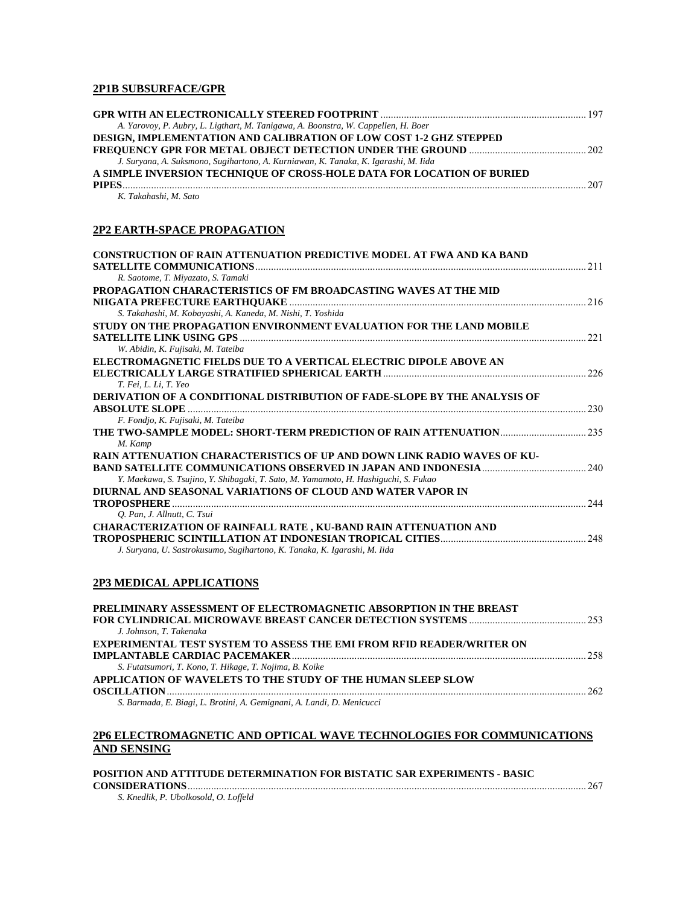## 2P1B SUBSURFACE/GPR

**GPR WITH AN ELECTRONICALLY STEERED FOOTPRINT** ............ 197
*A. Yarovoy, P. Aubry, L. Ligthart, M. Tanigawa, A. Boonstra, W. Cappellen, H. Boer*

**DESIGN, IMPLEMENTATION AND CALIBRATION OF LOW COST 1-2 GHZ STEPPED FREQUENCY GPR FOR METAL OBJECT DETECTION UNDER THE GROUND** ............ 202
*J. Suryana, A. Suksmono, Sugihartono, A. Kurniawan, K. Tanaka, K. Igarashi, M. Iida*

**A SIMPLE INVERSION TECHNIQUE OF CROSS-HOLE DATA FOR LOCATION OF BURIED PIPES** ............ 207
*K. Takahashi, M. Sato*

## 2P2 EARTH-SPACE PROPAGATION

**CONSTRUCTION OF RAIN ATTENUATION PREDICTIVE MODEL AT FWA AND KA BAND SATELLITE COMMUNICATIONS** ............ 211
*R. Saotome, T. Miyazato, S. Tamaki*

**PROPAGATION CHARACTERISTICS OF FM BROADCASTING WAVES AT THE MID NIIGATA PREFECTURE EARTHQUAKE** ............ 216
*S. Takahashi, M. Kobayashi, A. Kaneda, M. Nishi, T. Yoshida*

**STUDY ON THE PROPAGATION ENVIRONMENT EVALUATION FOR THE LAND MOBILE SATELLITE LINK USING GPS** ............ 221
*W. Abidin, K. Fujisaki, M. Tateiba*

**ELECTROMAGNETIC FIELDS DUE TO A VERTICAL ELECTRIC DIPOLE ABOVE AN ELECTRICALLY LARGE STRATIFIED SPHERICAL EARTH** ............ 226
*T. Fei, L. Li, T. Yeo*

**DERIVATION OF A CONDITIONAL DISTRIBUTION OF FADE-SLOPE BY THE ANALYSIS OF ABSOLUTE SLOPE** ............ 230
*F. Fondjo, K. Fujisaki, M. Tateiba*

**THE TWO-SAMPLE MODEL: SHORT-TERM PREDICTION OF RAIN ATTENUATION** ............ 235
*M. Kamp*

**RAIN ATTENUATION CHARACTERISTICS OF UP AND DOWN LINK RADIO WAVES OF KU-BAND SATELLITE COMMUNICATIONS OBSERVED IN JAPAN AND INDONESIA** ............ 240
*Y. Maekawa, S. Tsujino, Y. Shibagaki, T. Sato, M. Yamamoto, H. Hashiguchi, S. Fukao*

**DIURNAL AND SEASONAL VARIATIONS OF CLOUD AND WATER VAPOR IN TROPOSPHERE** ............ 244
*Q. Pan, J. Allnutt, C. Tsui*

**CHARACTERIZATION OF RAINFALL RATE , KU-BAND RAIN ATTENUATION AND TROPOSPHERIC SCINTILLATION AT INDONESIAN TROPICAL CITIES** ............ 248
*J. Suryana, U. Sastrokusumo, Sugihartono, K. Tanaka, K. Igarashi, M. Iida*

## 2P3 MEDICAL APPLICATIONS

**PRELIMINARY ASSESSMENT OF ELECTROMAGNETIC ABSORPTION IN THE BREAST FOR CYLINDRICAL MICROWAVE BREAST CANCER DETECTION SYSTEMS** ............ 253
*J. Johnson, T. Takenaka*

**EXPERIMENTAL TEST SYSTEM TO ASSESS THE EMI FROM RFID READER/WRITER ON IMPLANTABLE CARDIAC PACEMAKER** ............ 258
*S. Futatsumori, T. Kono, T. Hikage, T. Nojima, B. Koike*

**APPLICATION OF WAVELETS TO THE STUDY OF THE HUMAN SLEEP SLOW OSCILLATION** ............ 262
*S. Barmada, E. Biagi, L. Brotini, A. Gemignani, A. Landi, D. Menicucci*

## 2P6 ELECTROMAGNETIC AND OPTICAL WAVE TECHNOLOGIES FOR COMMUNICATIONS AND SENSING

**POSITION AND ATTITUDE DETERMINATION FOR BISTATIC SAR EXPERIMENTS - BASIC CONSIDERATIONS** ............ 267
*S. Knedlik, P. Ubolkosold, O. Loffeld*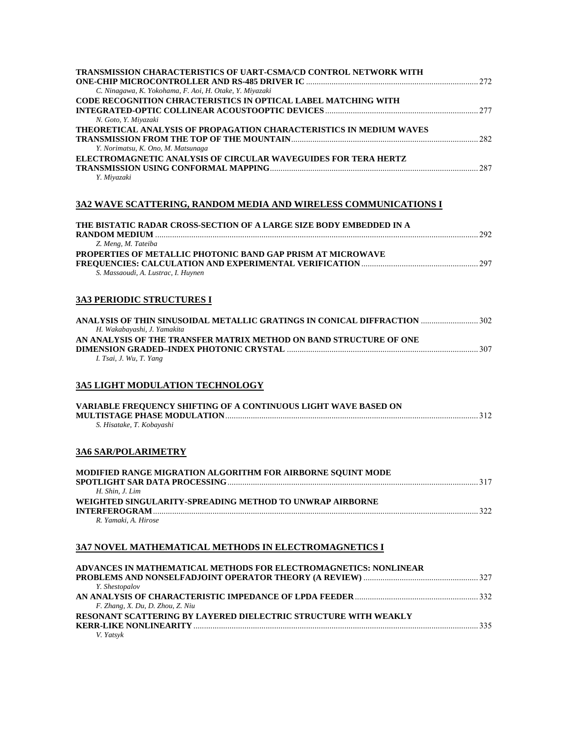**TRANSMISSION CHARACTERISTICS OF UART-CSMA/CD CONTROL NETWORK WITH ONE-CHIP MICROCONTROLLER AND RS-485 DRIVER IC** ........ 272
*C. Ninagawa, K. Yokohama, F. Aoi, H. Otake, Y. Miyazaki*

**CODE RECOGNITION CHRACTERISTICS IN OPTICAL LABEL MATCHING WITH INTEGRATED-OPTIC COLLINEAR ACOUSTOOPTIC DEVICES** ........ 277
*N. Goto, Y. Miyazaki*

**THEORETICAL ANALYSIS OF PROPAGATION CHARACTERISTICS IN MEDIUM WAVES TRANSMISSION FROM THE TOP OF THE MOUNTAIN** ........ 282
*Y. Norimatsu, K. Ono, M. Matsunaga*

**ELECTROMAGNETIC ANALYSIS OF CIRCULAR WAVEGUIDES FOR TERA HERTZ TRANSMISSION USING CONFORMAL MAPPING** ........ 287
*Y. Miyazaki*

## 3A2 WAVE SCATTERING, RANDOM MEDIA AND WIRELESS COMMUNICATIONS I

**THE BISTATIC RADAR CROSS-SECTION OF A LARGE SIZE BODY EMBEDDED IN A RANDOM MEDIUM** ........ 292
*Z. Meng, M. Tateiba*

**PROPERTIES OF METALLIC PHOTONIC BAND GAP PRISM AT MICROWAVE FREQUENCIES: CALCULATION AND EXPERIMENTAL VERIFICATION** ........ 297
*S. Massaoudi, A. Lustrac, I. Huynen*

## 3A3 PERIODIC STRUCTURES I

**ANALYSIS OF THIN SINUSOIDAL METALLIC GRATINGS IN CONICAL DIFFRACTION** ........ 302
*H. Wakabayashi, J. Yamakita*

**AN ANALYSIS OF THE TRANSFER MATRIX METHOD ON BAND STRUCTURE OF ONE DIMENSION GRADED–INDEX PHOTONIC CRYSTAL** ........ 307
*I. Tsai, J. Wu, T. Yang*

## 3A5 LIGHT MODULATION TECHNOLOGY

**VARIABLE FREQUENCY SHIFTING OF A CONTINUOUS LIGHT WAVE BASED ON MULTISTAGE PHASE MODULATION** ........ 312
*S. Hisatake, T. Kobayashi*

## 3A6 SAR/POLARIMETRY

**MODIFIED RANGE MIGRATION ALGORITHM FOR AIRBORNE SQUINT MODE SPOTLIGHT SAR DATA PROCESSING** ........ 317
*H. Shin, J. Lim*

**WEIGHTED SINGULARITY-SPREADING METHOD TO UNWRAP AIRBORNE INTERFEROGRAM** ........ 322
*R. Yamaki, A. Hirose*

## 3A7 NOVEL MATHEMATICAL METHODS IN ELECTROMAGNETICS I

**ADVANCES IN MATHEMATICAL METHODS FOR ELECTROMAGNETICS: NONLINEAR PROBLEMS AND NONSELFADJOINT OPERATOR THEORY (A REVIEW)** ........ 327
*Y. Shestopalov*

**AN ANALYSIS OF CHARACTERISTIC IMPEDANCE OF LPDA FEEDER** ........ 332
*F. Zhang, X. Du, D. Zhou, Z. Niu*

**RESONANT SCATTERING BY LAYERED DIELECTRIC STRUCTURE WITH WEAKLY KERR-LIKE NONLINEARITY** ........ 335
*V. Yatsyk*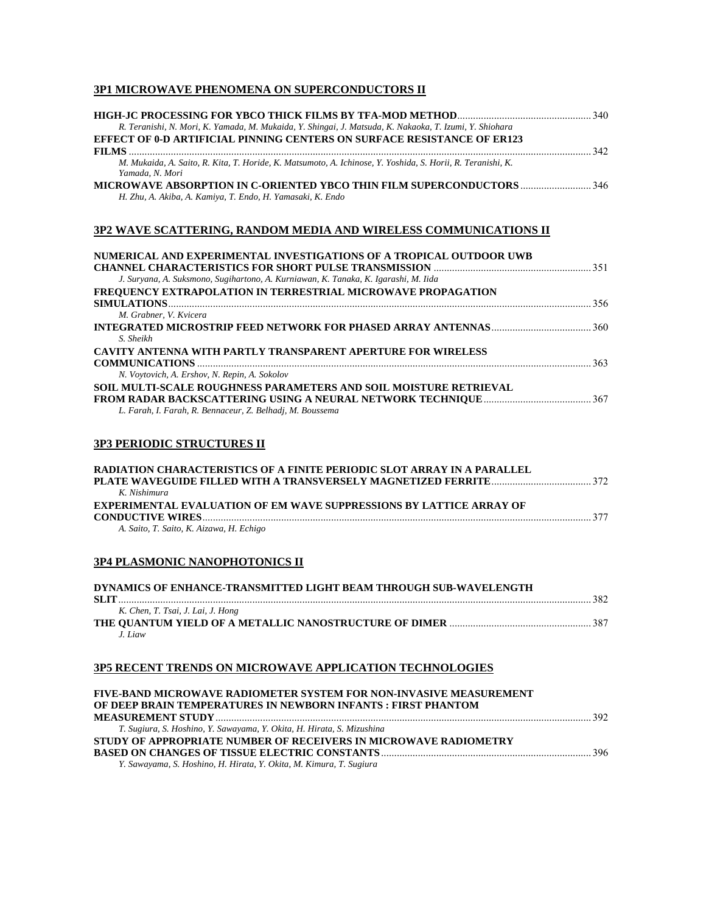### 3P1 MICROWAVE PHENOMENA ON SUPERCONDUCTORS II

**HIGH-JC PROCESSING FOR YBCO THICK FILMS BY TFA-MOD METHOD** .... 340
*R. Teranishi, N. Mori, K. Yamada, M. Mukaida, Y. Shingai, J. Matsuda, K. Nakaoka, T. Izumi, Y. Shiohara*

**EFFECT OF 0-D ARTIFICIAL PINNING CENTERS ON SURFACE RESISTANCE OF ER123 FILMS** .... 342
*M. Mukaida, A. Saito, R. Kita, T. Horide, K. Matsumoto, A. Ichinose, Y. Yoshida, S. Horii, R. Teranishi, K. Yamada, N. Mori*

**MICROWAVE ABSORPTION IN C-ORIENTED YBCO THIN FILM SUPERCONDUCTORS** .... 346
*H. Zhu, A. Akiba, A. Kamiya, T. Endo, H. Yamasaki, K. Endo*

### 3P2 WAVE SCATTERING, RANDOM MEDIA AND WIRELESS COMMUNICATIONS II

**NUMERICAL AND EXPERIMENTAL INVESTIGATIONS OF A TROPICAL OUTDOOR UWB CHANNEL CHARACTERISTICS FOR SHORT PULSE TRANSMISSION** .... 351
*J. Suryana, A. Suksmono, Sugihartono, A. Kurniawan, K. Tanaka, K. Igarashi, M. Iida*

**FREQUENCY EXTRAPOLATION IN TERRESTRIAL MICROWAVE PROPAGATION SIMULATIONS** .... 356
*M. Grabner, V. Kvicera*

**INTEGRATED MICROSTRIP FEED NETWORK FOR PHASED ARRAY ANTENNAS** .... 360
*S. Sheikh*

**CAVITY ANTENNA WITH PARTLY TRANSPARENT APERTURE FOR WIRELESS COMMUNICATIONS** .... 363
*N. Voytovich, A. Ershov, N. Repin, A. Sokolov*

**SOIL MULTI-SCALE ROUGHNESS PARAMETERS AND SOIL MOISTURE RETRIEVAL FROM RADAR BACKSCATTERING USING A NEURAL NETWORK TECHNIQUE** .... 367
*L. Farah, I. Farah, R. Bennaceur, Z. Belhadj, M. Boussema*

### 3P3 PERIODIC STRUCTURES II

**RADIATION CHARACTERISTICS OF A FINITE PERIODIC SLOT ARRAY IN A PARALLEL PLATE WAVEGUIDE FILLED WITH A TRANSVERSELY MAGNETIZED FERRITE** .... 372
*K. Nishimura*

**EXPERIMENTAL EVALUATION OF EM WAVE SUPPRESSIONS BY LATTICE ARRAY OF CONDUCTIVE WIRES** .... 377
*A. Saito, T. Saito, K. Aizawa, H. Echigo*

### 3P4 PLASMONIC NANOPHOTONICS II

**DYNAMICS OF ENHANCE-TRANSMITTED LIGHT BEAM THROUGH SUB-WAVELENGTH SLIT** .... 382
*K. Chen, T. Tsai, J. Lai, J. Hong*

**THE QUANTUM YIELD OF A METALLIC NANOSTRUCTURE OF DIMER** .... 387
*J. Liaw*

### 3P5 RECENT TRENDS ON MICROWAVE APPLICATION TECHNOLOGIES

**FIVE-BAND MICROWAVE RADIOMETER SYSTEM FOR NON-INVASIVE MEASUREMENT OF DEEP BRAIN TEMPERATURES IN NEWBORN INFANTS : FIRST PHANTOM MEASUREMENT STUDY** .... 392
*T. Sugiura, S. Hoshino, Y. Sawayama, Y. Okita, H. Hirata, S. Mizushina*

**STUDY OF APPROPRIATE NUMBER OF RECEIVERS IN MICROWAVE RADIOMETRY BASED ON CHANGES OF TISSUE ELECTRIC CONSTANTS** .... 396
*Y. Sawayama, S. Hoshino, H. Hirata, Y. Okita, M. Kimura, T. Sugiura*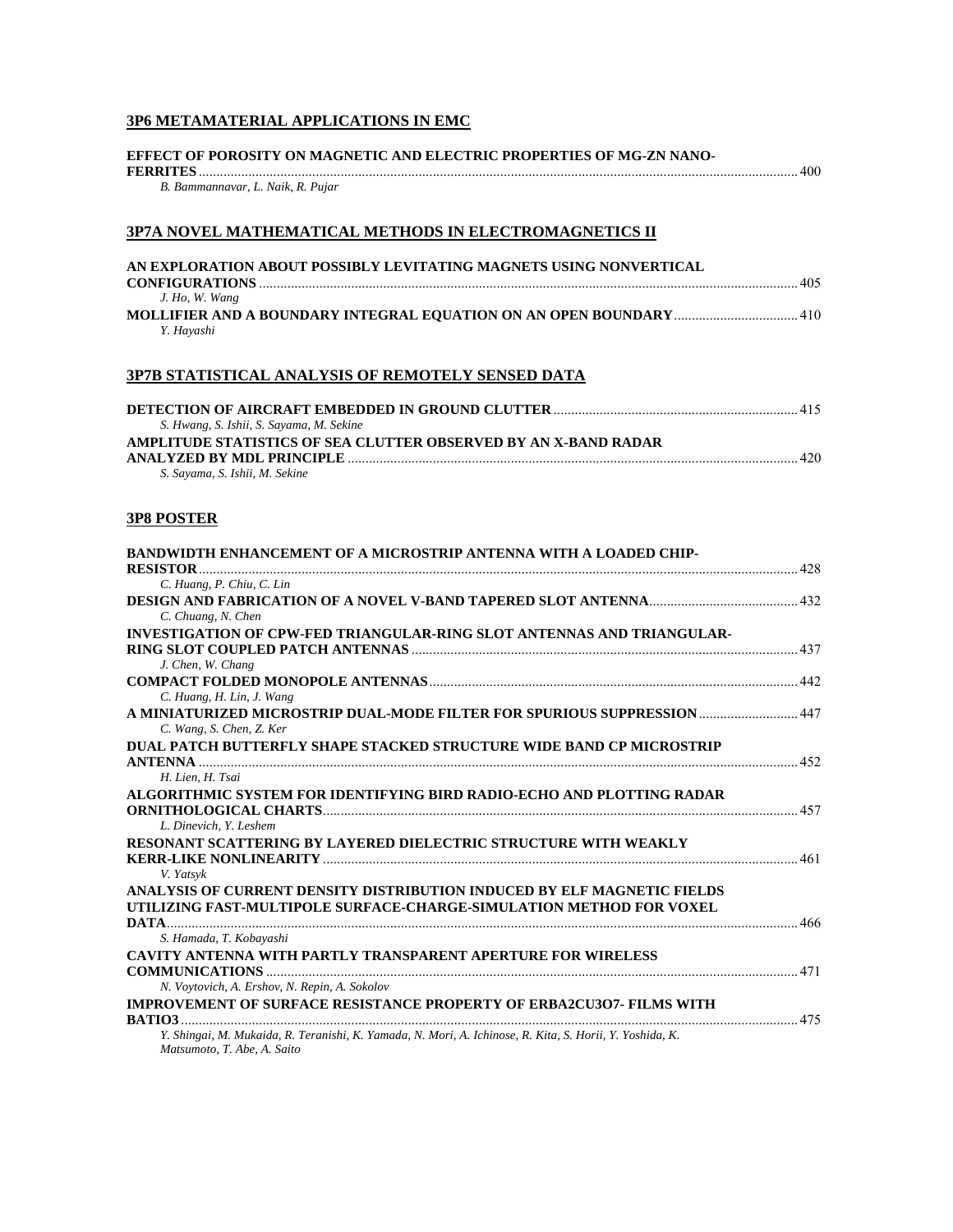## 3P6 METAMATERIAL APPLICATIONS IN EMC

**EFFECT OF POROSITY ON MAGNETIC AND ELECTRIC PROPERTIES OF MG-ZN NANO-FERRITES** ........ 400
*B. Bammannavar, L. Naik, R. Pujar*

## 3P7A NOVEL MATHEMATICAL METHODS IN ELECTROMAGNETICS II

**AN EXPLORATION ABOUT POSSIBLY LEVITATING MAGNETS USING NONVERTICAL CONFIGURATIONS** ........ 405
*J. Ho, W. Wang*

**MOLLIFIER AND A BOUNDARY INTEGRAL EQUATION ON AN OPEN BOUNDARY** ........ 410
*Y. Hayashi*

## 3P7B STATISTICAL ANALYSIS OF REMOTELY SENSED DATA

**DETECTION OF AIRCRAFT EMBEDDED IN GROUND CLUTTER** ........ 415
*S. Hwang, S. Ishii, S. Sayama, M. Sekine*

**AMPLITUDE STATISTICS OF SEA CLUTTER OBSERVED BY AN X-BAND RADAR ANALYZED BY MDL PRINCIPLE** ........ 420
*S. Sayama, S. Ishii, M. Sekine*

## 3P8 POSTER

**BANDWIDTH ENHANCEMENT OF A MICROSTRIP ANTENNA WITH A LOADED CHIP-RESISTOR** ........ 428
*C. Huang, P. Chiu, C. Lin*

**DESIGN AND FABRICATION OF A NOVEL V-BAND TAPERED SLOT ANTENNA** ........ 432
*C. Chuang, N. Chen*

**INVESTIGATION OF CPW-FED TRIANGULAR-RING SLOT ANTENNAS AND TRIANGULAR-RING SLOT COUPLED PATCH ANTENNAS** ........ 437
*J. Chen, W. Chang*

**COMPACT FOLDED MONOPOLE ANTENNAS** ........ 442
*C. Huang, H. Lin, J. Wang*

**A MINIATURIZED MICROSTRIP DUAL-MODE FILTER FOR SPURIOUS SUPPRESSION** ........ 447
*C. Wang, S. Chen, Z. Ker*

**DUAL PATCH BUTTERFLY SHAPE STACKED STRUCTURE WIDE BAND CP MICROSTRIP ANTENNA** ........ 452
*H. Lien, H. Tsai*

**ALGORITHMIC SYSTEM FOR IDENTIFYING BIRD RADIO-ECHO AND PLOTTING RADAR ORNITHOLOGICAL CHARTS** ........ 457
*L. Dinevich, Y. Leshem*

**RESONANT SCATTERING BY LAYERED DIELECTRIC STRUCTURE WITH WEAKLY KERR-LIKE NONLINEARITY** ........ 461
*V. Yatsyk*

**ANALYSIS OF CURRENT DENSITY DISTRIBUTION INDUCED BY ELF MAGNETIC FIELDS UTILIZING FAST-MULTIPOLE SURFACE-CHARGE-SIMULATION METHOD FOR VOXEL DATA** ........ 466
*S. Hamada, T. Kobayashi*

**CAVITY ANTENNA WITH PARTLY TRANSPARENT APERTURE FOR WIRELESS COMMUNICATIONS** ........ 471
*N. Voytovich, A. Ershov, N. Repin, A. Sokolov*

**IMPROVEMENT OF SURFACE RESISTANCE PROPERTY OF ERBA2CU3O7- FILMS WITH BATIO3** ........ 475
*Y. Shingai, M. Mukaida, R. Teranishi, K. Yamada, N. Mori, A. Ichinose, R. Kita, S. Horii, Y. Yoshida, K. Matsumoto, T. Abe, A. Saito*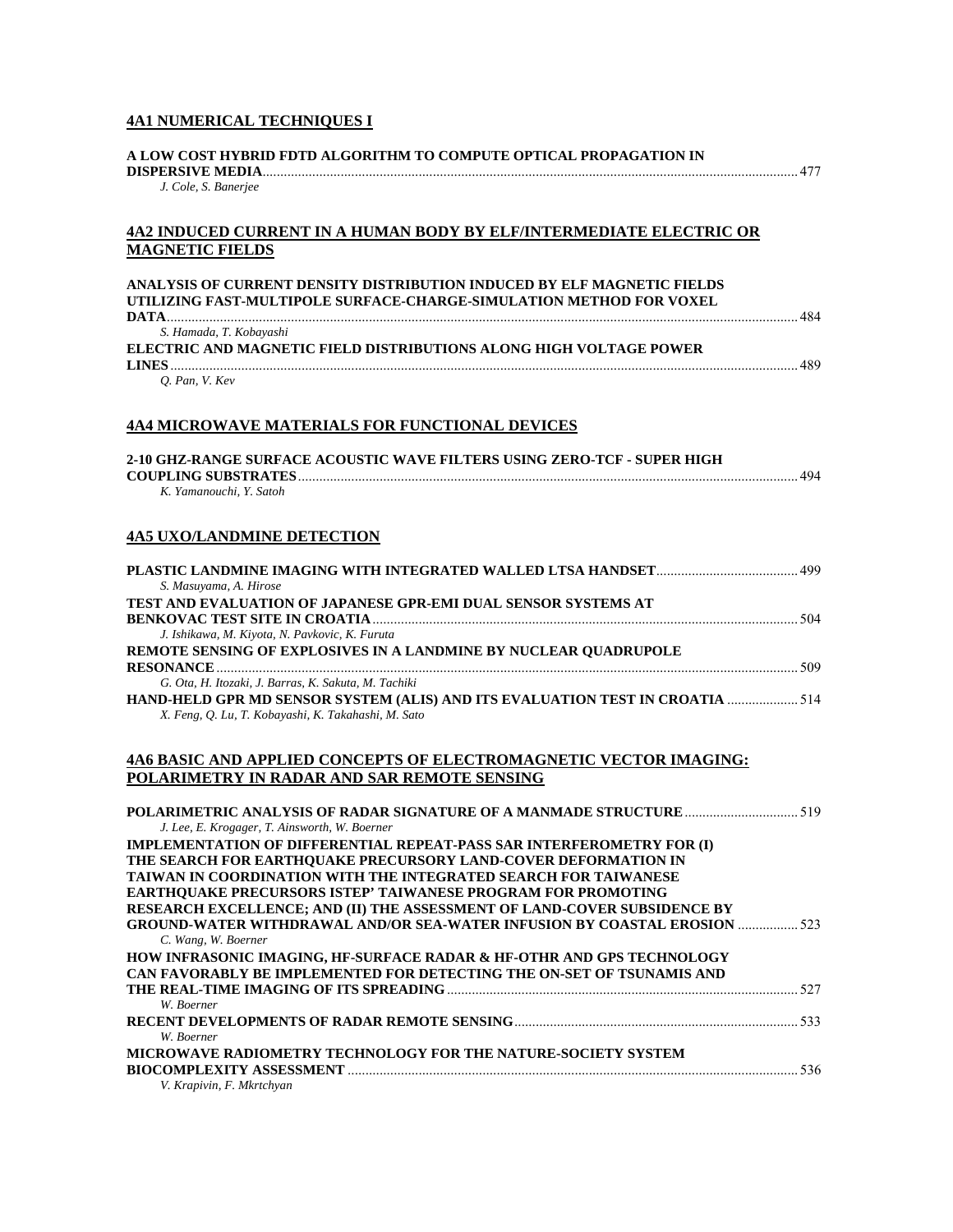## 4A1 NUMERICAL TECHNIQUES I

**A LOW COST HYBRID FDTD ALGORITHM TO COMPUTE OPTICAL PROPAGATION IN DISPERSIVE MEDIA** ........ 477
*J. Cole, S. Banerjee*

## 4A2 INDUCED CURRENT IN A HUMAN BODY BY ELF/INTERMEDIATE ELECTRIC OR MAGNETIC FIELDS

**ANALYSIS OF CURRENT DENSITY DISTRIBUTION INDUCED BY ELF MAGNETIC FIELDS UTILIZING FAST-MULTIPOLE SURFACE-CHARGE-SIMULATION METHOD FOR VOXEL DATA** ........ 484
*S. Hamada, T. Kobayashi*

**ELECTRIC AND MAGNETIC FIELD DISTRIBUTIONS ALONG HIGH VOLTAGE POWER LINES** ........ 489
*Q. Pan, V. Kev*

## 4A4 MICROWAVE MATERIALS FOR FUNCTIONAL DEVICES

**2-10 GHZ-RANGE SURFACE ACOUSTIC WAVE FILTERS USING ZERO-TCF - SUPER HIGH COUPLING SUBSTRATES** ........ 494
*K. Yamanouchi, Y. Satoh*

## 4A5 UXO/LANDMINE DETECTION

**PLASTIC LANDMINE IMAGING WITH INTEGRATED WALLED LTSA HANDSET** ........ 499
*S. Masuyama, A. Hirose*

**TEST AND EVALUATION OF JAPANESE GPR-EMI DUAL SENSOR SYSTEMS AT BENKOVAC TEST SITE IN CROATIA** ........ 504
*J. Ishikawa, M. Kiyota, N. Pavkovic, K. Furuta*

**REMOTE SENSING OF EXPLOSIVES IN A LANDMINE BY NUCLEAR QUADRUPOLE RESONANCE** ........ 509
*G. Ota, H. Itozaki, J. Barras, K. Sakuta, M. Tachiki*

**HAND-HELD GPR MD SENSOR SYSTEM (ALIS) AND ITS EVALUATION TEST IN CROATIA** ........ 514
*X. Feng, Q. Lu, T. Kobayashi, K. Takahashi, M. Sato*

## 4A6 BASIC AND APPLIED CONCEPTS OF ELECTROMAGNETIC VECTOR IMAGING: POLARIMETRY IN RADAR AND SAR REMOTE SENSING

**POLARIMETRIC ANALYSIS OF RADAR SIGNATURE OF A MANMADE STRUCTURE** ........ 519
*J. Lee, E. Krogager, T. Ainsworth, W. Boerner*

**IMPLEMENTATION OF DIFFERENTIAL REPEAT-PASS SAR INTERFEROMETRY FOR (I) THE SEARCH FOR EARTHQUAKE PRECURSORY LAND-COVER DEFORMATION IN TAIWAN IN COORDINATION WITH THE INTEGRATED SEARCH FOR TAIWANESE EARTHQUAKE PRECURSORS ISTEP' TAIWANESE PROGRAM FOR PROMOTING RESEARCH EXCELLENCE; AND (II) THE ASSESSMENT OF LAND-COVER SUBSIDENCE BY GROUND-WATER WITHDRAWAL AND/OR SEA-WATER INFUSION BY COASTAL EROSION** ........ 523
*C. Wang, W. Boerner*

**HOW INFRASONIC IMAGING, HF-SURFACE RADAR & HF-OTHR AND GPS TECHNOLOGY CAN FAVORABLY BE IMPLEMENTED FOR DETECTING THE ON-SET OF TSUNAMIS AND THE REAL-TIME IMAGING OF ITS SPREADING** ........ 527
*W. Boerner*

**RECENT DEVELOPMENTS OF RADAR REMOTE SENSING** ........ 533
*W. Boerner*

**MICROWAVE RADIOMETRY TECHNOLOGY FOR THE NATURE-SOCIETY SYSTEM BIOCOMPLEXITY ASSESSMENT** ........ 536
*V. Krapivin, F. Mkrtchyan*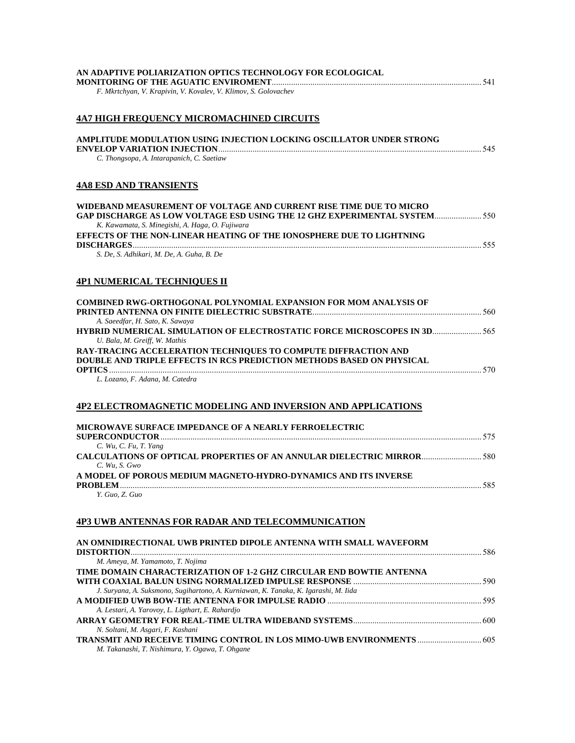**AN ADAPTIVE POLIARIZATION OPTICS TECHNOLOGY FOR ECOLOGICAL MONITORING OF THE AGUATIC ENVIROMENT** ........ 541
*F. Mkrtchyan, V. Krapivin, V. Kovalev, V. Klimov, S. Golovachev*

## 4A7 HIGH FREQUENCY MICROMACHINED CIRCUITS

**AMPLITUDE MODULATION USING INJECTION LOCKING OSCILLATOR UNDER STRONG ENVELOP VARIATION INJECTION** ........ 545
*C. Thongsopa, A. Intarapanich, C. Saetiaw*

## 4A8 ESD AND TRANSIENTS

**WIDEBAND MEASUREMENT OF VOLTAGE AND CURRENT RISE TIME DUE TO MICRO GAP DISCHARGE AS LOW VOLTAGE ESD USING THE 12 GHZ EXPERIMENTAL SYSTEM** ........ 550
*K. Kawamata, S. Minegishi, A. Haga, O. Fujiwara*

**EFFECTS OF THE NON-LINEAR HEATING OF THE IONOSPHERE DUE TO LIGHTNING DISCHARGES** ........ 555
*S. De, S. Adhikari, M. De, A. Guha, B. De*

## 4P1 NUMERICAL TECHNIQUES II

**COMBINED RWG-ORTHOGONAL POLYNOMIAL EXPANSION FOR MOM ANALYSIS OF PRINTED ANTENNA ON FINITE DIELECTRIC SUBSTRATE** ........ 560
*A. Saeedfar, H. Sato, K. Sawaya*

**HYBRID NUMERICAL SIMULATION OF ELECTROSTATIC FORCE MICROSCOPES IN 3D** ........ 565
*U. Bala, M. Greiff, W. Mathis*

**RAY-TRACING ACCELERATION TECHNIQUES TO COMPUTE DIFFRACTION AND DOUBLE AND TRIPLE EFFECTS IN RCS PREDICTION METHODS BASED ON PHYSICAL OPTICS** ........ 570
*L. Lozano, F. Adana, M. Catedra*

## 4P2 ELECTROMAGNETIC MODELING AND INVERSION AND APPLICATIONS

**MICROWAVE SURFACE IMPEDANCE OF A NEARLY FERROELECTRIC SUPERCONDUCTOR** ........ 575
*C. Wu, C. Fu, T. Yang*

**CALCULATIONS OF OPTICAL PROPERTIES OF AN ANNULAR DIELECTRIC MIRROR** ........ 580
*C. Wu, S. Gwo*

**A MODEL OF POROUS MEDIUM MAGNETO-HYDRO-DYNAMICS AND ITS INVERSE PROBLEM** ........ 585
*Y. Guo, Z. Guo*

## 4P3 UWB ANTENNAS FOR RADAR AND TELECOMMUNICATION

**AN OMNIDIRECTIONAL UWB PRINTED DIPOLE ANTENNA WITH SMALL WAVEFORM DISTORTION** ........ 586
*M. Ameya, M. Yamamoto, T. Nojima*

**TIME DOMAIN CHARACTERIZATION OF 1-2 GHZ CIRCULAR END BOWTIE ANTENNA WITH COAXIAL BALUN USING NORMALIZED IMPULSE RESPONSE** ........ 590
*J. Suryana, A. Suksmono, Sugihartono, A. Kurniawan, K. Tanaka, K. Igarashi, M. Iida*

**A MODIFIED UWB BOW-TIE ANTENNA FOR IMPULSE RADIO** ........ 595
*A. Lestari, A. Yarovoy, L. Ligthart, E. Rahardjo*

**ARRAY GEOMETRY FOR REAL-TIME ULTRA WIDEBAND SYSTEMS** ........ 600
*N. Soltani, M. Asgari, F. Kashani*

**TRANSMIT AND RECEIVE TIMING CONTROL IN LOS MIMO-UWB ENVIRONMENTS** ........ 605
*M. Takanashi, T. Nishimura, Y. Ogawa, T. Ohgane*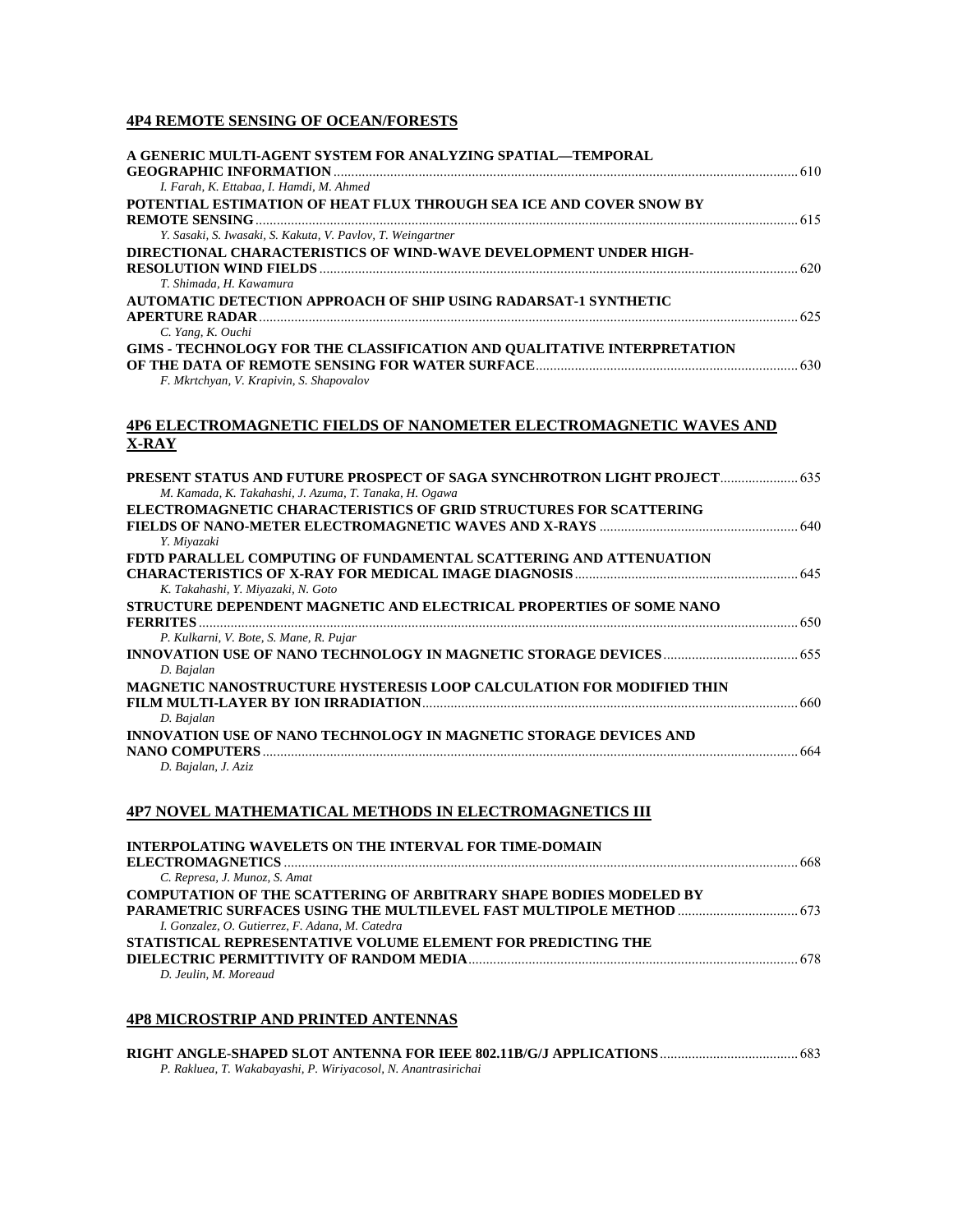## 4P4 REMOTE SENSING OF OCEAN/FORESTS

**A GENERIC MULTI-AGENT SYSTEM FOR ANALYZING SPATIAL—TEMPORAL GEOGRAPHIC INFORMATION** ........ 610
*I. Farah, K. Ettabaa, I. Hamdi, M. Ahmed*

**POTENTIAL ESTIMATION OF HEAT FLUX THROUGH SEA ICE AND COVER SNOW BY REMOTE SENSING** ........ 615
*Y. Sasaki, S. Iwasaki, S. Kakuta, V. Pavlov, T. Weingartner*

**DIRECTIONAL CHARACTERISTICS OF WIND-WAVE DEVELOPMENT UNDER HIGH-RESOLUTION WIND FIELDS** ........ 620
*T. Shimada, H. Kawamura*

**AUTOMATIC DETECTION APPROACH OF SHIP USING RADARSAT-1 SYNTHETIC APERTURE RADAR** ........ 625
*C. Yang, K. Ouchi*

**GIMS - TECHNOLOGY FOR THE CLASSIFICATION AND QUALITATIVE INTERPRETATION OF THE DATA OF REMOTE SENSING FOR WATER SURFACE** ........ 630
*F. Mkrtchyan, V. Krapivin, S. Shapovalov*

## 4P6 ELECTROMAGNETIC FIELDS OF NANOMETER ELECTROMAGNETIC WAVES AND X-RAY

**PRESENT STATUS AND FUTURE PROSPECT OF SAGA SYNCHROTRON LIGHT PROJECT** ........ 635
*M. Kamada, K. Takahashi, J. Azuma, T. Tanaka, H. Ogawa*

**ELECTROMAGNETIC CHARACTERISTICS OF GRID STRUCTURES FOR SCATTERING FIELDS OF NANO-METER ELECTROMAGNETIC WAVES AND X-RAYS** ........ 640
*Y. Miyazaki*

**FDTD PARALLEL COMPUTING OF FUNDAMENTAL SCATTERING AND ATTENUATION CHARACTERISTICS OF X-RAY FOR MEDICAL IMAGE DIAGNOSIS** ........ 645
*K. Takahashi, Y. Miyazaki, N. Goto*

**STRUCTURE DEPENDENT MAGNETIC AND ELECTRICAL PROPERTIES OF SOME NANO FERRITES** ........ 650
*P. Kulkarni, V. Bote, S. Mane, R. Pujar*

**INNOVATION USE OF NANO TECHNOLOGY IN MAGNETIC STORAGE DEVICES** ........ 655
*D. Bajalan*

**MAGNETIC NANOSTRUCTURE HYSTERESIS LOOP CALCULATION FOR MODIFIED THIN FILM MULTI-LAYER BY ION IRRADIATION** ........ 660
*D. Bajalan*

**INNOVATION USE OF NANO TECHNOLOGY IN MAGNETIC STORAGE DEVICES AND NANO COMPUTERS** ........ 664
*D. Bajalan, J. Aziz*

## 4P7 NOVEL MATHEMATICAL METHODS IN ELECTROMAGNETICS III

**INTERPOLATING WAVELETS ON THE INTERVAL FOR TIME-DOMAIN ELECTROMAGNETICS** ........ 668
*C. Represa, J. Munoz, S. Amat*

**COMPUTATION OF THE SCATTERING OF ARBITRARY SHAPE BODIES MODELED BY PARAMETRIC SURFACES USING THE MULTILEVEL FAST MULTIPOLE METHOD** ........ 673
*I. Gonzalez, O. Gutierrez, F. Adana, M. Catedra*

**STATISTICAL REPRESENTATIVE VOLUME ELEMENT FOR PREDICTING THE DIELECTRIC PERMITTIVITY OF RANDOM MEDIA** ........ 678
*D. Jeulin, M. Moreaud*

## 4P8 MICROSTRIP AND PRINTED ANTENNAS

**RIGHT ANGLE-SHAPED SLOT ANTENNA FOR IEEE 802.11B/G/J APPLICATIONS** ........ 683
*P. Rakluea, T. Wakabayashi, P. Wiriyacosol, N. Anantrasirichai*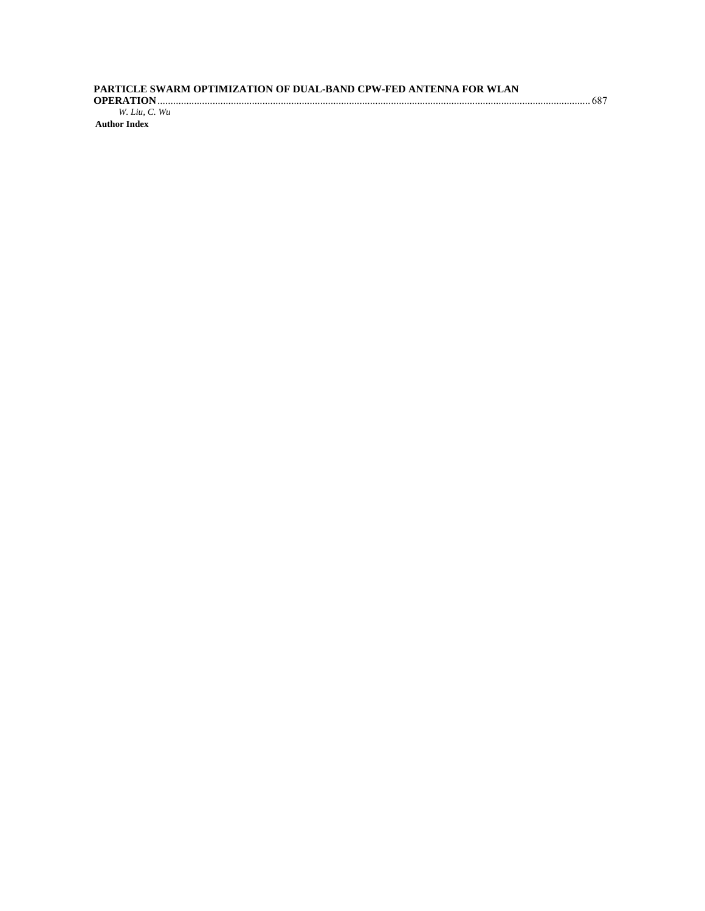**PARTICLE SWARM OPTIMIZATION OF DUAL-BAND CPW-FED ANTENNA FOR WLAN OPERATION** ........................................................................................................................................................................ 687

*W. Liu, C. Wu*

**Author Index**